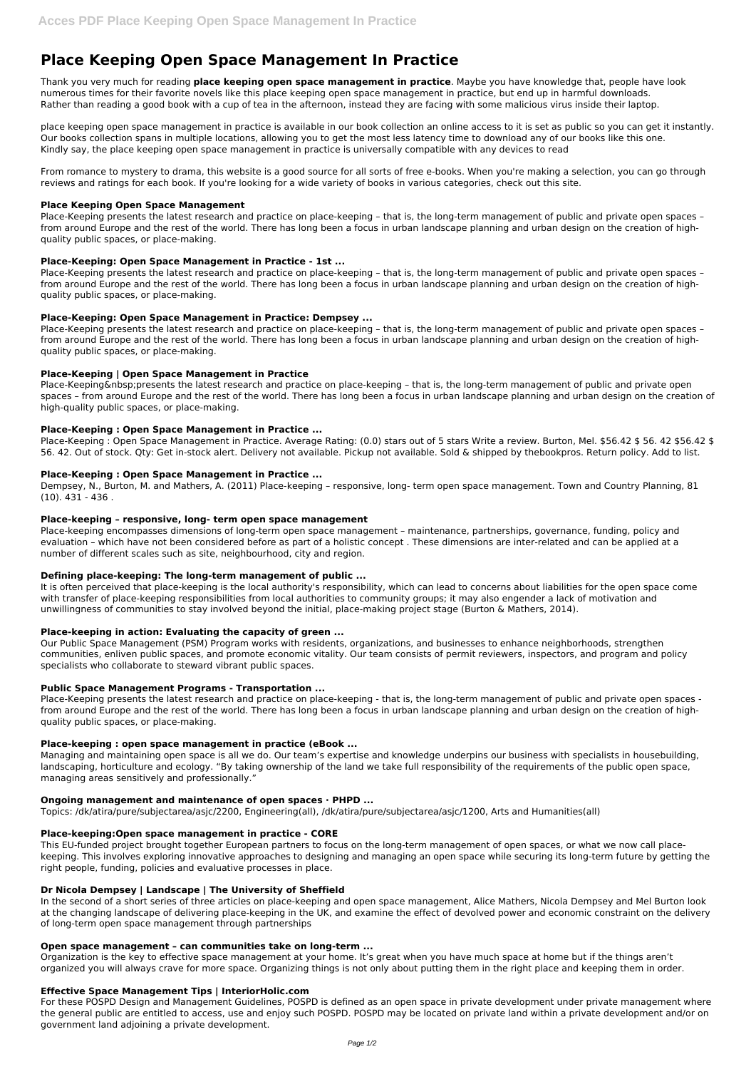# Place Keeping Open Space Management In Practice

Thank you very much for reading **place keeping open space management in practice**. Maybe you have knowledge that, people have look numerous times for their favorite novels like this place keeping open space management in practice, but end up in harmful downloads. Rather than reading a good book with a cup of tea in the afternoon, instead they are facing with some malicious virus inside their laptop.

place keeping open space management in practice is available in our book collection an online access to it is set as public so you can get it instantly. Our books collection spans in multiple locations, allowing you to get the most less latency time to download any of our books like this one. Kindly say, the place keeping open space management in practice is universally compatible with any devices to read

From romance to mystery to drama, this website is a good source for all sorts of free e-books. When you're making a selection, you can go through reviews and ratings for each book. If you're looking for a wide variety of books in various categories, check out this site.

### Place Keeping Open Space Management

Place-Keeping presents the latest research and practice on place-keeping – that is, the long-term management of public and private open spaces – from around Europe and the rest of the world. There has long been a focus in urban landscape planning and urban design on the creation of high-quality public spaces, or place-making.

### Place-Keeping: Open Space Management in Practice - 1st ...

Place-Keeping presents the latest research and practice on place-keeping – that is, the long-term management of public and private open spaces – from around Europe and the rest of the world. There has long been a focus in urban landscape planning and urban design on the creation of high-quality public spaces, or place-making.

### Place-Keeping: Open Space Management in Practice: Dempsey ...

Place-Keeping presents the latest research and practice on place-keeping – that is, the long-term management of public and private open spaces – from around Europe and the rest of the world. There has long been a focus in urban landscape planning and urban design on the creation of high-quality public spaces, or place-making.

### Place-Keeping | Open Space Management in Practice

Place-Keeping&nbsp;presents the latest research and practice on place-keeping – that is, the long-term management of public and private open spaces – from around Europe and the rest of the world. There has long been a focus in urban landscape planning and urban design on the creation of high-quality public spaces, or place-making.

### Place-Keeping : Open Space Management in Practice ...

Place-Keeping : Open Space Management in Practice. Average Rating: (0.0) stars out of 5 stars Write a review. Burton, Mel. $56.42 $ 56. 42 $56.42 $ 56. 42. Out of stock. Qty: Get in-stock alert. Delivery not available. Pickup not available. Sold & shipped by thebookpros. Return policy. Add to list.

### Place-Keeping : Open Space Management in Practice ...

Dempsey, N., Burton, M. and Mathers, A. (2011) Place-keeping – responsive, long- term open space management. Town and Country Planning, 81 (10). 431 - 436 .

### Place-keeping – responsive, long- term open space management

Place-keeping encompasses dimensions of long-term open space management – maintenance, partnerships, governance, funding, policy and evaluation – which have not been considered before as part of a holistic concept . These dimensions are inter-related and can be applied at a number of different scales such as site, neighbourhood, city and region.

### Defining place-keeping: The long-term management of public ...

It is often perceived that place-keeping is the local authority's responsibility, which can lead to concerns about liabilities for the open space come with transfer of place-keeping responsibilities from local authorities to community groups; it may also engender a lack of motivation and unwillingness of communities to stay involved beyond the initial, place-making project stage (Burton & Mathers, 2014).

### Place-keeping in action: Evaluating the capacity of green ...

Our Public Space Management (PSM) Program works with residents, organizations, and businesses to enhance neighborhoods, strengthen communities, enliven public spaces, and promote economic vitality. Our team consists of permit reviewers, inspectors, and program and policy specialists who collaborate to steward vibrant public spaces.

### Public Space Management Programs - Transportation ...

Place-Keeping presents the latest research and practice on place-keeping - that is, the long-term management of public and private open spaces - from around Europe and the rest of the world. There has long been a focus in urban landscape planning and urban design on the creation of high-quality public spaces, or place-making.

### Place-keeping : open space management in practice (eBook ...

Managing and maintaining open space is all we do. Our team's expertise and knowledge underpins our business with specialists in housebuilding, landscaping, horticulture and ecology. "By taking ownership of the land we take full responsibility of the requirements of the public open space, managing areas sensitively and professionally."

### Ongoing management and maintenance of open spaces · PHPD ...

Topics: /dk/atira/pure/subjectarea/asjc/2200, Engineering(all), /dk/atira/pure/subjectarea/asjc/1200, Arts and Humanities(all)

### Place-keeping:Open space management in practice - CORE

This EU-funded project brought together European partners to focus on the long-term management of open spaces, or what we now call place-keeping. This involves exploring innovative approaches to designing and managing an open space while securing its long-term future by getting the right people, funding, policies and evaluative processes in place.

### Dr Nicola Dempsey | Landscape | The University of Sheffield

In the second of a short series of three articles on place-keeping and open space management, Alice Mathers, Nicola Dempsey and Mel Burton look at the changing landscape of delivering place-keeping in the UK, and examine the effect of devolved power and economic constraint on the delivery of long-term open space management through partnerships

### Open space management – can communities take on long-term ...

Organization is the key to effective space management at your home. It's great when you have much space at home but if the things aren't organized you will always crave for more space. Organizing things is not only about putting them in the right place and keeping them in order.

### Effective Space Management Tips | InteriorHolic.com

For these POSPD Design and Management Guidelines, POSPD is defined as an open space in private development under private management where the general public are entitled to access, use and enjoy such POSPD. POSPD may be located on private land within a private development and/or on government land adjoining a private development.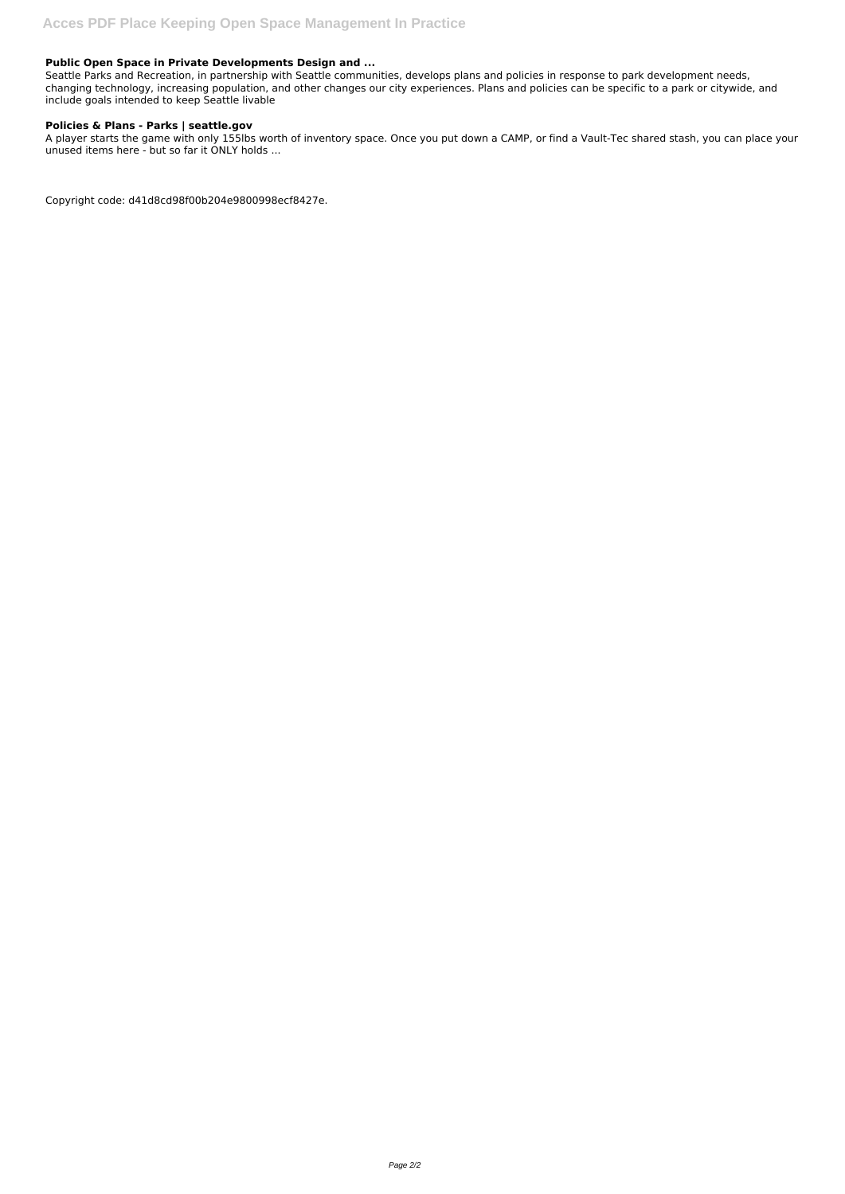### Public Open Space in Private Developments Design and ...

Seattle Parks and Recreation, in partnership with Seattle communities, develops plans and policies in response to park development needs, changing technology, increasing population, and other changes our city experiences. Plans and policies can be specific to a park or citywide, and include goals intended to keep Seattle livable

### Policies & Plans - Parks | seattle.gov

A player starts the game with only 155lbs worth of inventory space. Once you put down a CAMP, or find a Vault-Tec shared stash, you can place your unused items here - but so far it ONLY holds ...

Copyright code: d41d8cd98f00b204e9800998ecf8427e.